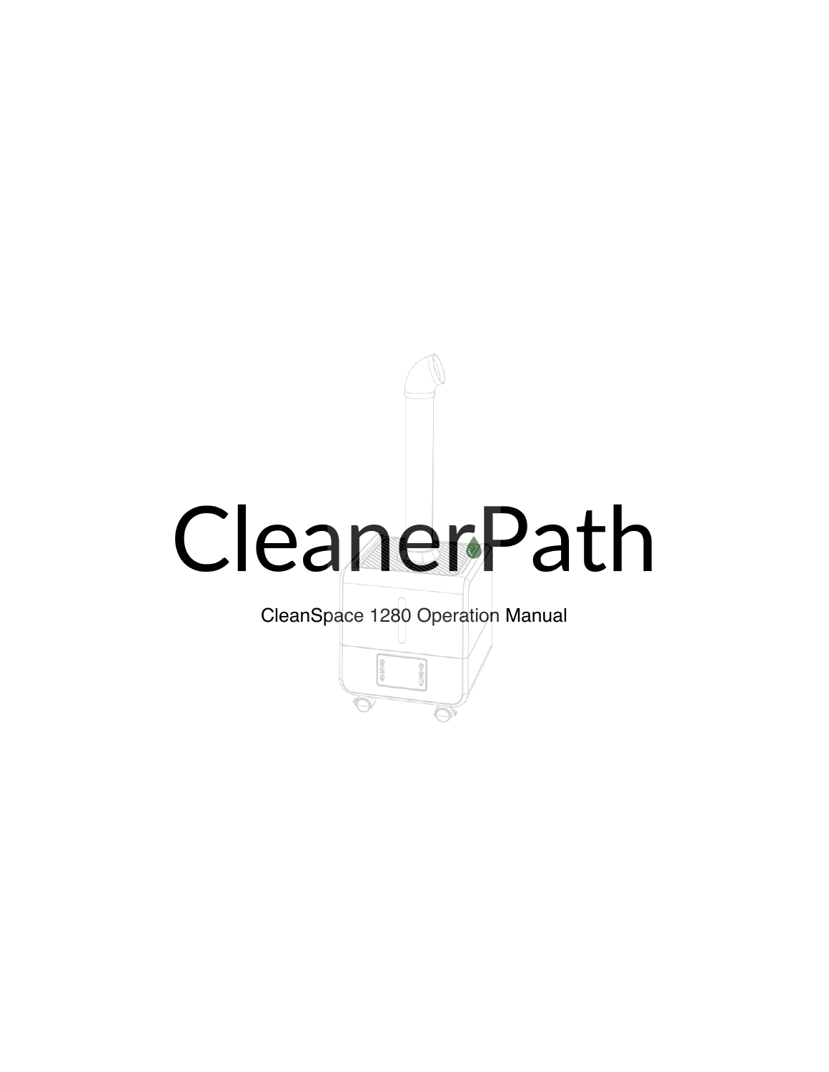# CleanerPath

CleanSpace 1280 Operation Manual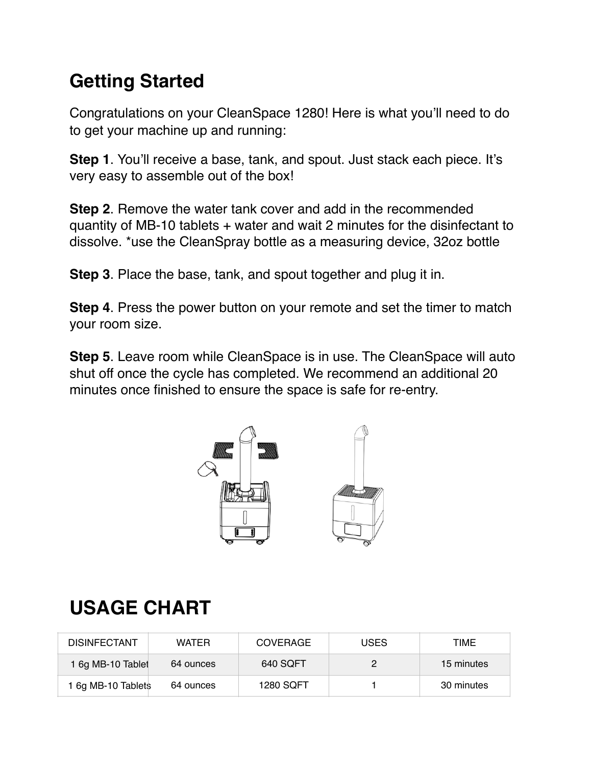# Getting Started

Congratulations on your CleanSpace 1280! Here is what you'll need to do to get your machine up and running:

**Step 1**. You'll receive a base, tank, and spout. Just stack each piece. It's very easy to assemble out of the box!

**Step 2**. Remove the water tank cover and add in the recommended quantity of MB-10 tablets + water and wait 2 minutes for the disinfectant to dissolve. *use the CleanSpray bottle as a measuring device, 32oz bottle

**Step 3**. Place the base, tank, and spout together and plug it in.

**Step 4**. Press the power button on your remote and set the timer to match your room size.

**Step 5**. Leave room while CleanSpace is in use. The CleanSpace will auto shut off once the cycle has completed. We recommend an additional 20 minutes once finished to ensure the space is safe for re-entry.

# USAGE CHART

| DISINFECTANT | WATER | COVERAGE | USES | TIME |
|---|---|---|---|---|
| 1 6g MB-10 Tablet | 64 ounces | 640 SQFT | 2 | 15 minutes |
| 1 6g MB-10 Tablets | 64 ounces | 1280 SQFT | 1 | 30 minutes |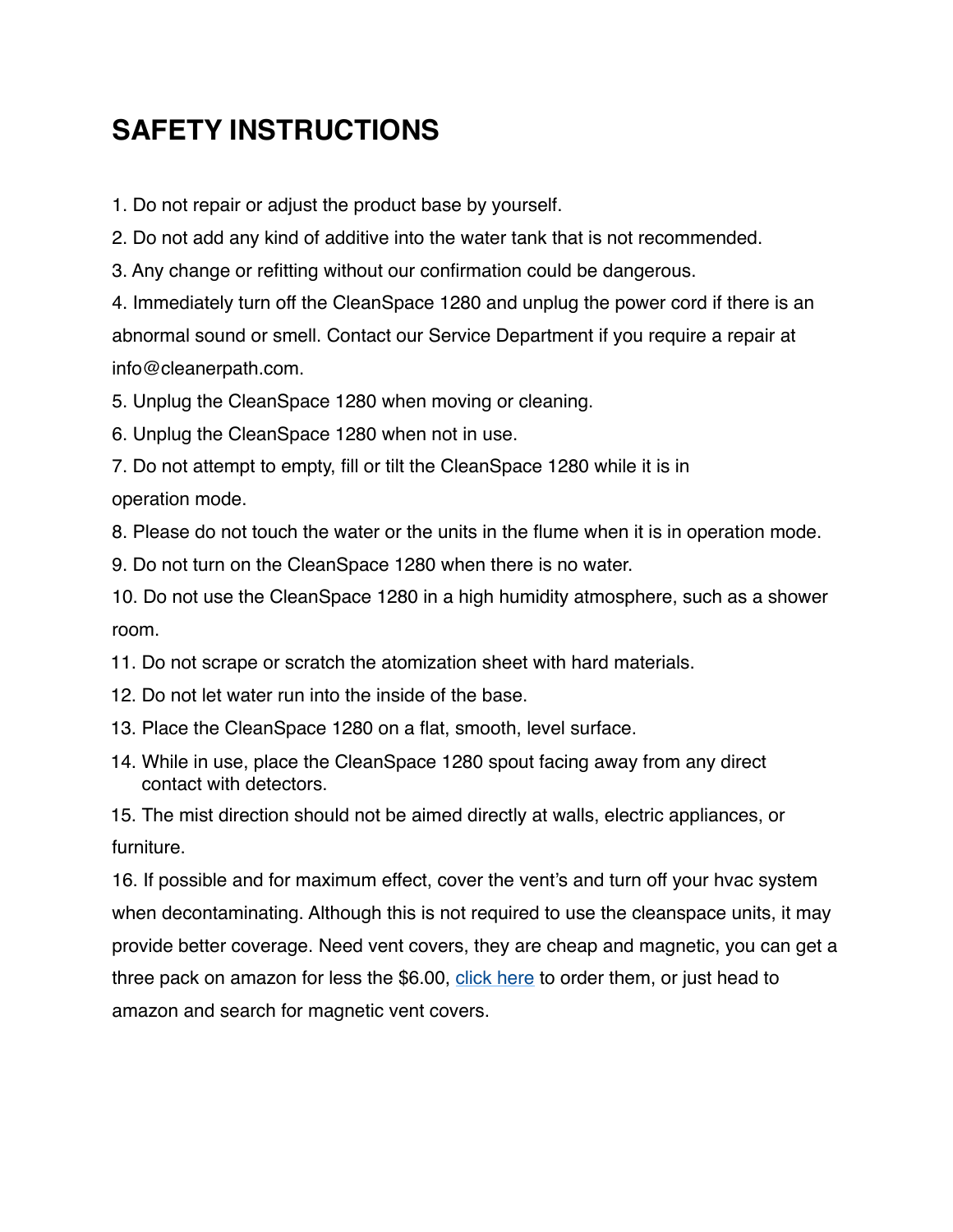# SAFETY INSTRUCTIONS

1. Do not repair or adjust the product base by yourself.
2. Do not add any kind of additive into the water tank that is not recommended.
3. Any change or refitting without our confirmation could be dangerous.
4. Immediately turn off the CleanSpace 1280 and unplug the power cord if there is an abnormal sound or smell. Contact our Service Department if you require a repair at info@cleanerpath.com.
5. Unplug the CleanSpace 1280 when moving or cleaning.
6. Unplug the CleanSpace 1280 when not in use.
7. Do not attempt to empty, fill or tilt the CleanSpace 1280 while it is in operation mode.
8. Please do not touch the water or the units in the flume when it is in operation mode.
9. Do not turn on the CleanSpace 1280 when there is no water.
10. Do not use the CleanSpace 1280 in a high humidity atmosphere, such as a shower room.
11. Do not scrape or scratch the atomization sheet with hard materials.
12. Do not let water run into the inside of the base.
13. Place the CleanSpace 1280 on a flat, smooth, level surface.
14. While in use, place the CleanSpace 1280 spout facing away from any direct contact with detectors.
15. The mist direction should not be aimed directly at walls, electric appliances, or furniture.
16. If possible and for maximum effect, cover the vent's and turn off your hvac system when decontaminating. Although this is not required to use the cleanspace units, it may provide better coverage. Need vent covers, they are cheap and magnetic, you can get a three pack on amazon for less the $6.00, click here to order them, or just head to amazon and search for magnetic vent covers.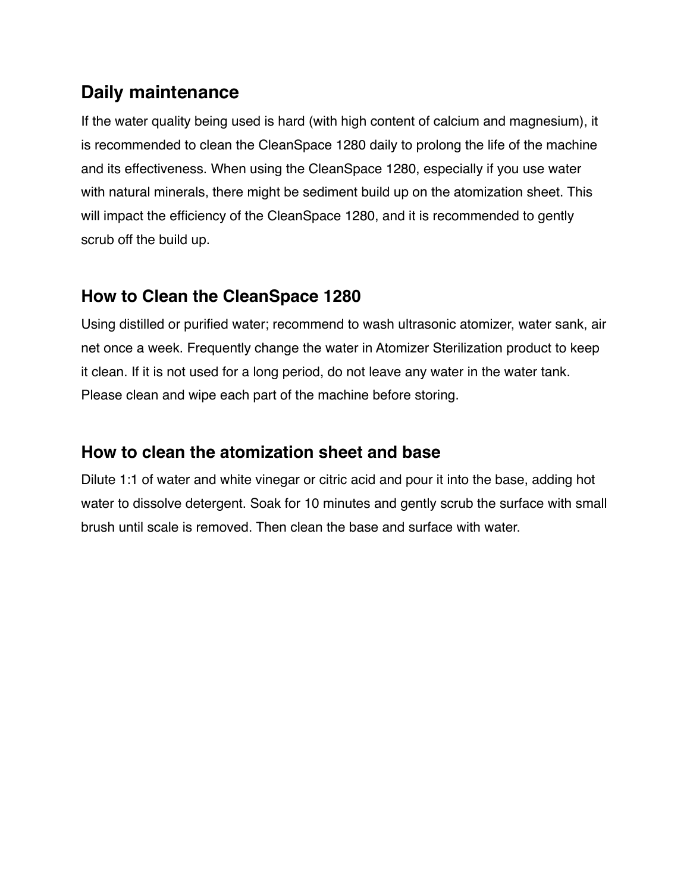## Daily maintenance

If the water quality being used is hard (with high content of calcium and magnesium), it is recommended to clean the CleanSpace 1280 daily to prolong the life of the machine and its effectiveness. When using the CleanSpace 1280, especially if you use water with natural minerals, there might be sediment build up on the atomization sheet. This will impact the efficiency of the CleanSpace 1280, and it is recommended to gently scrub off the build up.

## How to Clean the CleanSpace 1280

Using distilled or purified water; recommend to wash ultrasonic atomizer, water sank, air net once a week. Frequently change the water in Atomizer Sterilization product to keep it clean. If it is not used for a long period, do not leave any water in the water tank. Please clean and wipe each part of the machine before storing.

## How to clean the atomization sheet and base

Dilute 1:1 of water and white vinegar or citric acid and pour it into the base, adding hot water to dissolve detergent. Soak for 10 minutes and gently scrub the surface with small brush until scale is removed. Then clean the base and surface with water.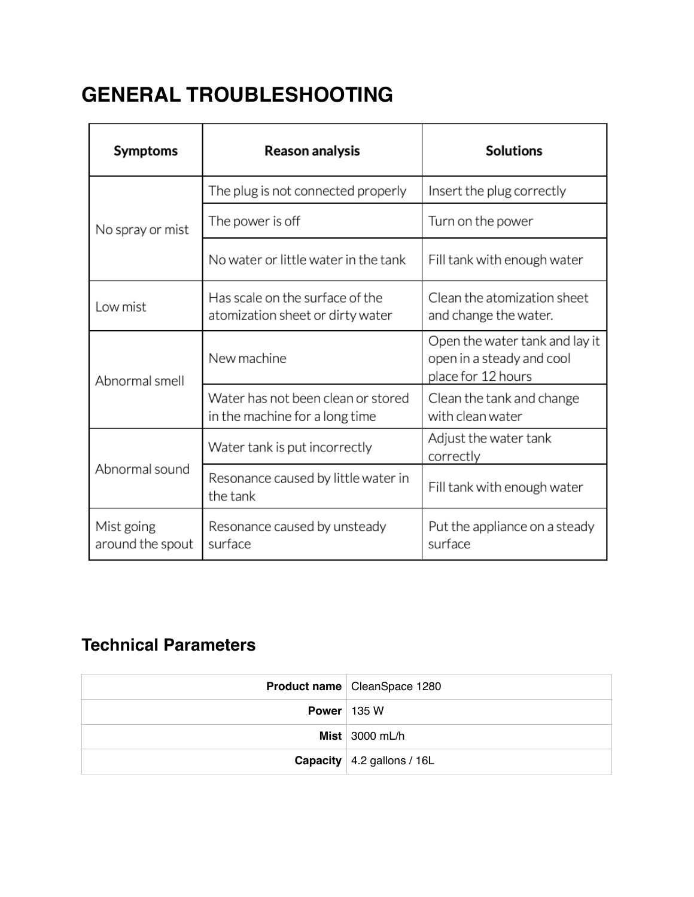## GENERAL TROUBLESHOOTING

| Symptoms | Reason analysis | Solutions |
|---|---|---|
| No spray or mist | The plug is not connected properly | Insert the plug correctly |
| | The power is off | Turn on the power |
| | No water or little water in the tank | Fill tank with enough water |
| Low mist | Has scale on the surface of the atomization sheet or dirty water | Clean the atomization sheet and change the water. |
| Abnormal smell | New machine | Open the water tank and lay it open in a steady and cool place for 12 hours |
| | Water has not been clean or stored in the machine for a long time | Clean the tank and change with clean water |
| Abnormal sound | Water tank is put incorrectly | Adjust the water tank correctly |
| | Resonance caused by little water in the tank | Fill tank with enough water |
| Mist going around the spout | Resonance caused by unsteady surface | Put the appliance on a steady surface |

### Technical Parameters

| | |
|---|---|
| **Product name** | CleanSpace 1280 |
| **Power** | 135 W |
| **Mist** | 3000 mL/h |
| **Capacity** | 4.2 gallons / 16L |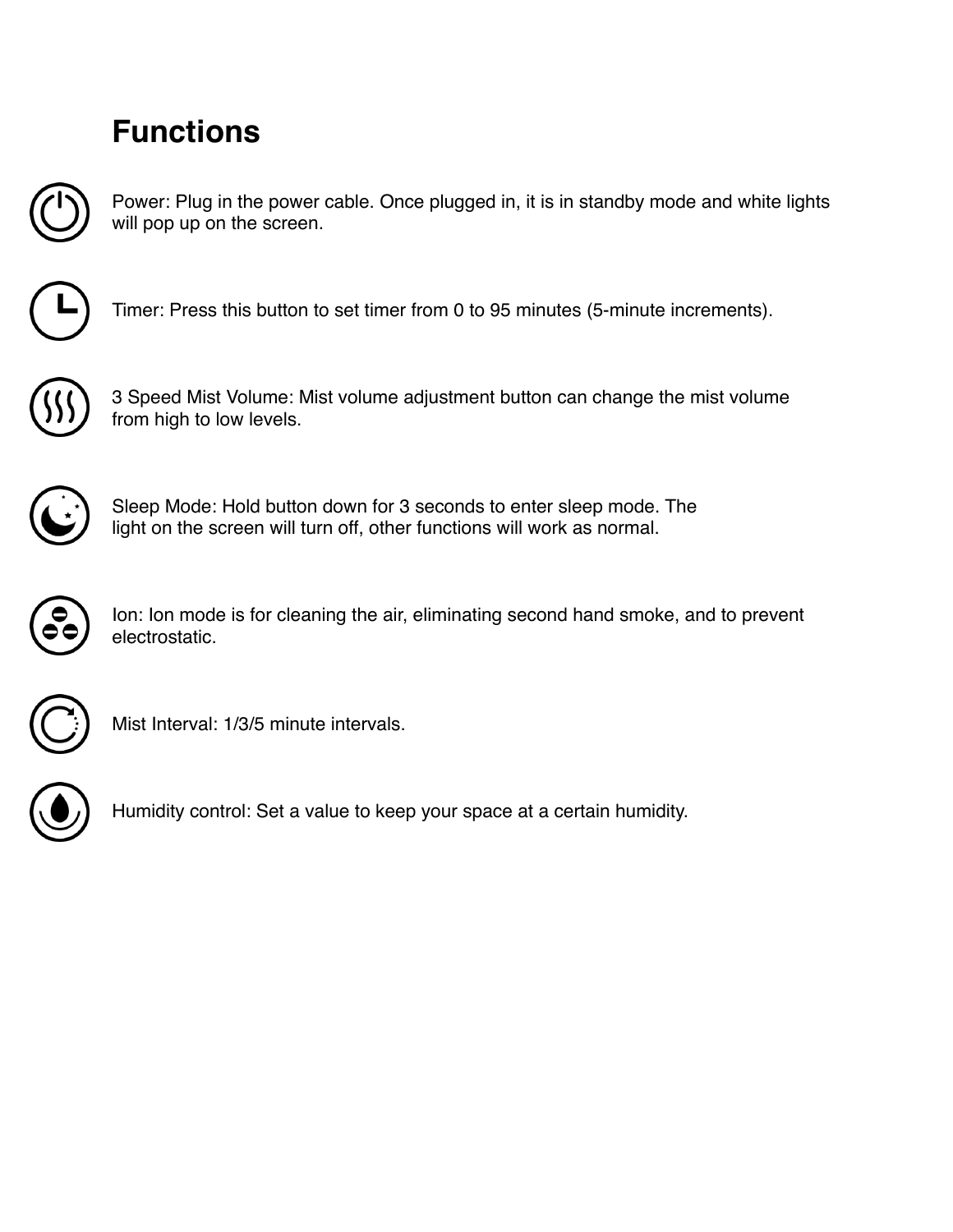# Functions

Power: Plug in the power cable. Once plugged in, it is in standby mode and white lights will pop up on the screen.

Timer: Press this button to set timer from 0 to 95 minutes (5-minute increments).

3 Speed Mist Volume: Mist volume adjustment button can change the mist volume from high to low levels.

Sleep Mode: Hold button down for 3 seconds to enter sleep mode. The light on the screen will turn off, other functions will work as normal.

Ion: Ion mode is for cleaning the air, eliminating second hand smoke, and to prevent electrostatic.

Mist Interval: 1/3/5 minute intervals.

Humidity control: Set a value to keep your space at a certain humidity.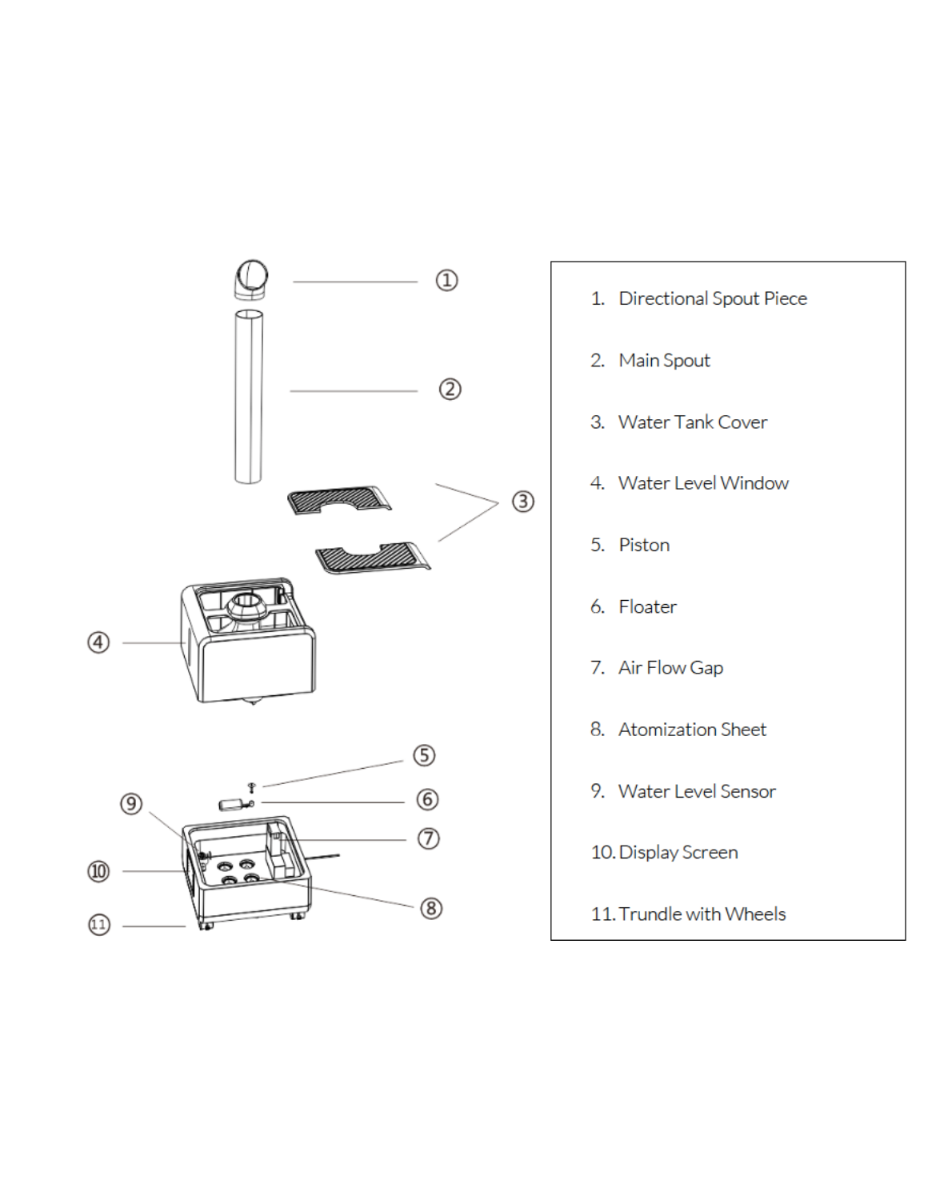1. Directional Spout Piece
2. Main Spout
3. Water Tank Cover
4. Water Level Window
5. Piston
6. Floater
7. Air Flow Gap
8. Atomization Sheet
9. Water Level Sensor
10. Display Screen
11. Trundle with Wheels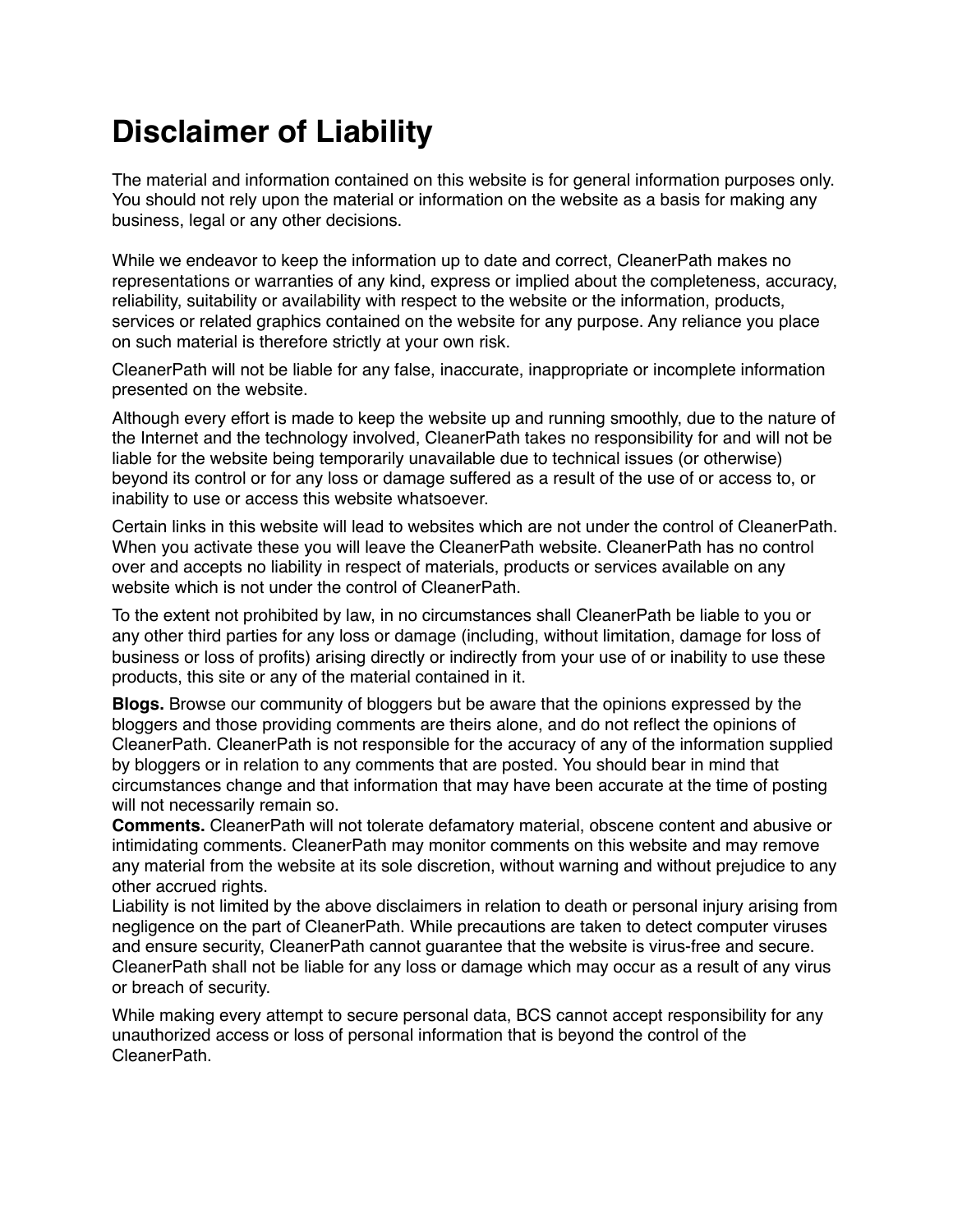# Disclaimer of Liability

The material and information contained on this website is for general information purposes only. You should not rely upon the material or information on the website as a basis for making any business, legal or any other decisions.

While we endeavor to keep the information up to date and correct, CleanerPath makes no representations or warranties of any kind, express or implied about the completeness, accuracy, reliability, suitability or availability with respect to the website or the information, products, services or related graphics contained on the website for any purpose. Any reliance you place on such material is therefore strictly at your own risk.

CleanerPath will not be liable for any false, inaccurate, inappropriate or incomplete information presented on the website.

Although every effort is made to keep the website up and running smoothly, due to the nature of the Internet and the technology involved, CleanerPath takes no responsibility for and will not be liable for the website being temporarily unavailable due to technical issues (or otherwise) beyond its control or for any loss or damage suffered as a result of the use of or access to, or inability to use or access this website whatsoever.

Certain links in this website will lead to websites which are not under the control of CleanerPath. When you activate these you will leave the CleanerPath website. CleanerPath has no control over and accepts no liability in respect of materials, products or services available on any website which is not under the control of CleanerPath.

To the extent not prohibited by law, in no circumstances shall CleanerPath be liable to you or any other third parties for any loss or damage (including, without limitation, damage for loss of business or loss of profits) arising directly or indirectly from your use of or inability to use these products, this site or any of the material contained in it.

**Blogs.** Browse our community of bloggers but be aware that the opinions expressed by the bloggers and those providing comments are theirs alone, and do not reflect the opinions of CleanerPath. CleanerPath is not responsible for the accuracy of any of the information supplied by bloggers or in relation to any comments that are posted. You should bear in mind that circumstances change and that information that may have been accurate at the time of posting will not necessarily remain so.
**Comments.** CleanerPath will not tolerate defamatory material, obscene content and abusive or intimidating comments. CleanerPath may monitor comments on this website and may remove any material from the website at its sole discretion, without warning and without prejudice to any other accrued rights.
Liability is not limited by the above disclaimers in relation to death or personal injury arising from negligence on the part of CleanerPath. While precautions are taken to detect computer viruses and ensure security, CleanerPath cannot guarantee that the website is virus-free and secure. CleanerPath shall not be liable for any loss or damage which may occur as a result of any virus or breach of security.

While making every attempt to secure personal data, BCS cannot accept responsibility for any unauthorized access or loss of personal information that is beyond the control of the CleanerPath.